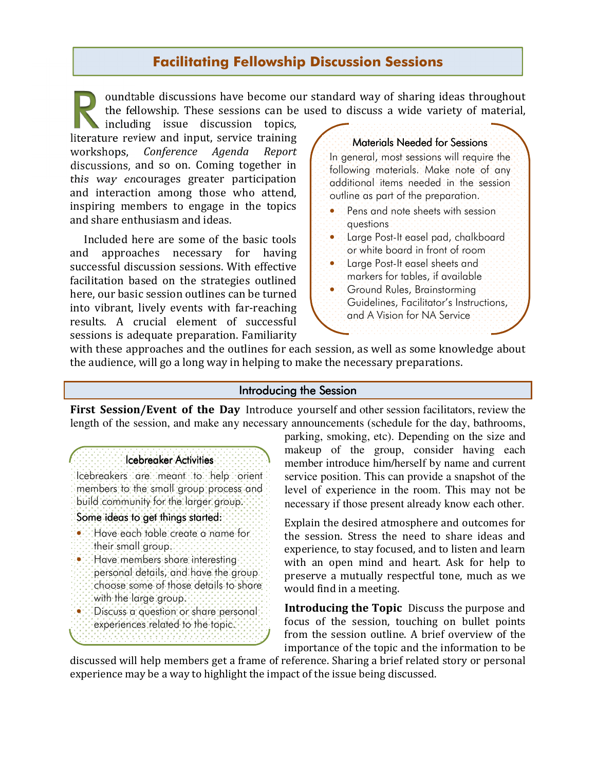# Facilitating Fellowship Discussion Sessions

Roundtable discussions have become our standard way of sharing ideas throughout the fellowship. These sessions can be used to discuss a wide variety of material, including issue discussion topics, literature review and input, service training workshops, *Conference Agenda Report* discussions, and so on. Coming together in this way encourages greater participation and interaction among those who attend, inspiring members to engage in the topics and share enthusiasm and ideas.

Included here are some of the basic tools and approaches necessary for having successful discussion sessions. With effective facilitation based on the strategies outlined here, our basic session outlines can be turned into vibrant, lively events with far-reaching results. A crucial element of successful sessions is adequate preparation. Familiarity with these approaches and the outlines for each session, as well as some knowledge about the audience, will go a long way in helping to make the necessary preparations.

### Materials Needed for Sessions

In general, most sessions will require the following materials. Make note of any additional items needed in the session outline as part of the preparation.

- Pens and note sheets with session questions
- Large Post-It easel pad, chalkboard or white board in front of room
- Large Post-It easel sheets and markers for tables, if available
- Ground Rules, Brainstorming Guidelines, Facilitator's Instructions, and A Vision for NA Service

## Introducing the Session

**First Session/Event of the Day** Introduce yourself and other session facilitators, review the length of the session, and make any necessary announcements (schedule for the day, bathrooms, parking, smoking, etc). Depending on the size and makeup of the group, consider having each member introduce him/herself by name and current service position. This can provide a snapshot of the level of experience in the room. This may not be necessary if those present already know each other.

Explain the desired atmosphere and outcomes for the session. Stress the need to share ideas and experience, to stay focused, and to listen and learn with an open mind and heart. Ask for help to preserve a mutually respectful tone, much as we would find in a meeting.

### Icebreaker Activities

Icebreakers are meant to help orient members to the small group process and build community for the larger group.

Some ideas to get things started:

- Have each table create a name for their small group.
- Have members share interesting personal details, and have the group choose some of those details to share with the large group.
- Discuss a question or share personal experiences related to the topic.

**Introducing the Topic** Discuss the purpose and focus of the session, touching on bullet points from the session outline. A brief overview of the importance of the topic and the information to be discussed will help members get a frame of reference. Sharing a brief related story or personal experience may be a way to highlight the impact of the issue being discussed.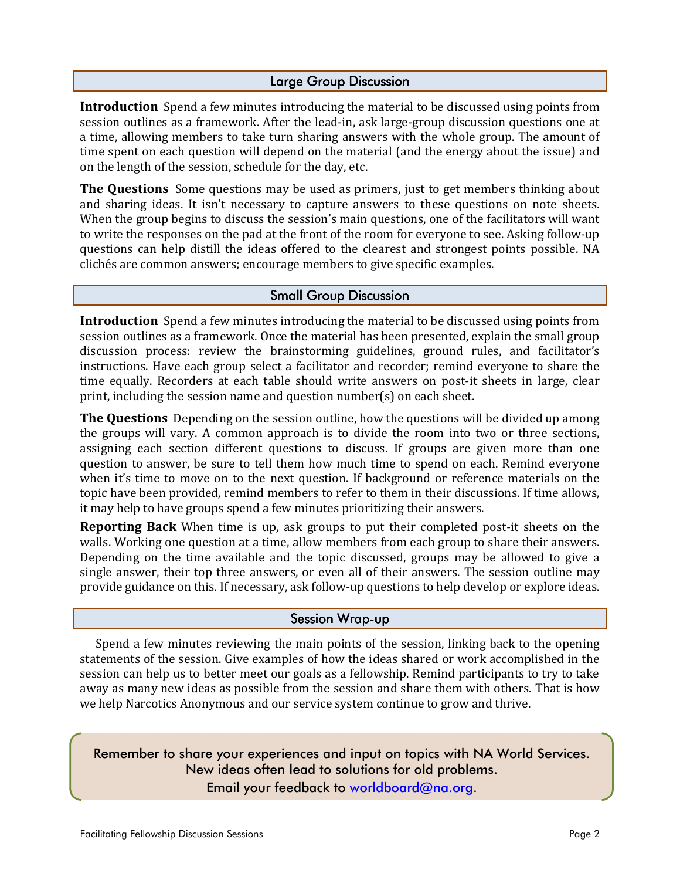## Large Group Discussion

**Introduction** Spend a few minutes introducing the material to be discussed using points from session outlines as a framework. After the lead-in, ask large-group discussion questions one at a time, allowing members to take turn sharing answers with the whole group. The amount of time spent on each question will depend on the material (and the energy about the issue) and on the length of the session, schedule for the day, etc.

**The Questions** Some questions may be used as primers, just to get members thinking about and sharing ideas. It isn't necessary to capture answers to these questions on note sheets. When the group begins to discuss the session's main questions, one of the facilitators will want to write the responses on the pad at the front of the room for everyone to see. Asking follow-up questions can help distill the ideas offered to the clearest and strongest points possible. NA clichés are common answers; encourage members to give specific examples.

## Small Group Discussion

**Introduction** Spend a few minutes introducing the material to be discussed using points from session outlines as a framework. Once the material has been presented, explain the small group discussion process: review the brainstorming guidelines, ground rules, and facilitator's instructions. Have each group select a facilitator and recorder; remind everyone to share the time equally. Recorders at each table should write answers on post-it sheets in large, clear print, including the session name and question number(s) on each sheet.

**The Questions** Depending on the session outline, how the questions will be divided up among the groups will vary. A common approach is to divide the room into two or three sections, assigning each section different questions to discuss. If groups are given more than one question to answer, be sure to tell them how much time to spend on each. Remind everyone when it's time to move on to the next question. If background or reference materials on the topic have been provided, remind members to refer to them in their discussions. If time allows, it may help to have groups spend a few minutes prioritizing their answers.

**Reporting Back** When time is up, ask groups to put their completed post-it sheets on the walls. Working one question at a time, allow members from each group to share their answers. Depending on the time available and the topic discussed, groups may be allowed to give a single answer, their top three answers, or even all of their answers. The session outline may provide guidance on this. If necessary, ask follow-up questions to help develop or explore ideas.

## Session Wrap-up

Spend a few minutes reviewing the main points of the session, linking back to the opening statements of the session. Give examples of how the ideas shared or work accomplished in the session can help us to better meet our goals as a fellowship. Remind participants to try to take away as many new ideas as possible from the session and share them with others. That is how we help Narcotics Anonymous and our service system continue to grow and thrive.

Remember to share your experiences and input on topics with NA World Services.
New ideas often lead to solutions for old problems.
Email your feedback to worldboard@na.org.